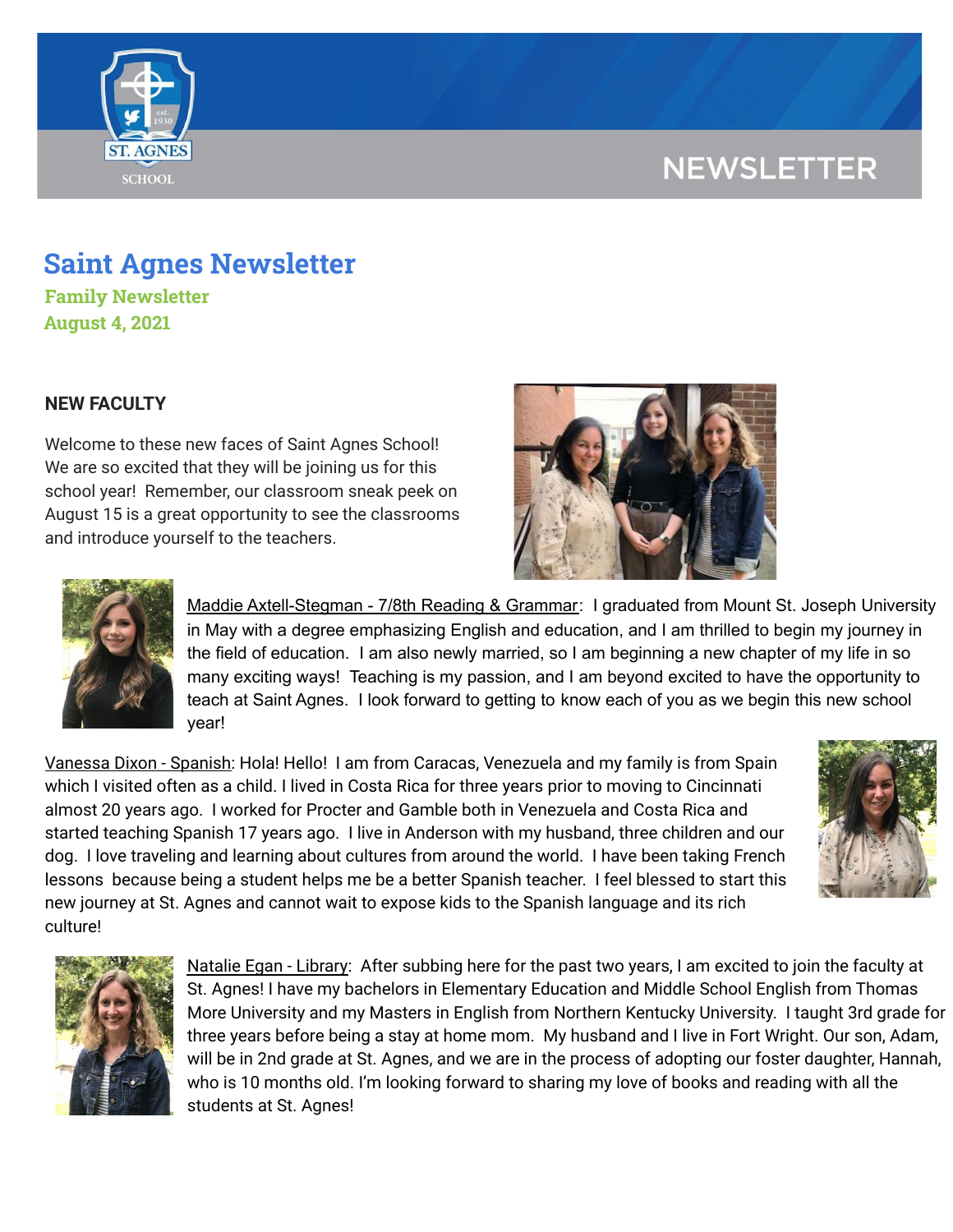# Saint Agnes Newsletter

### Family Newsletter

### August 4, 2021

## NEW FACULTY

Welcome to these new faces of Saint Agnes School! We are so excited that they will be joining us for this school year! Remember, our classroom sneak peek on August 15 is a great opportunity to see the classrooms and introduce yourself to the teachers.

Maddie Axtell-Stegman - 7/8th Reading & Grammar: I graduated from Mount St. Joseph University in May with a degree emphasizing English and education, and I am thrilled to begin my journey in the field of education. I am also newly married, so I am beginning a new chapter of my life in so many exciting ways! Teaching is my passion, and I am beyond excited to have the opportunity to teach at Saint Agnes. I look forward to getting to know each of you as we begin this new school year!

Vanessa Dixon - Spanish: Hola! Hello! I am from Caracas, Venezuela and my family is from Spain which I visited often as a child. I lived in Costa Rica for three years prior to moving to Cincinnati almost 20 years ago. I worked for Procter and Gamble both in Venezuela and Costa Rica and started teaching Spanish 17 years ago. I live in Anderson with my husband, three children and our dog. I love traveling and learning about cultures from around the world. I have been taking French lessons because being a student helps me be a better Spanish teacher. I feel blessed to start this new journey at St. Agnes and cannot wait to expose kids to the Spanish language and its rich culture!

Natalie Egan - Library: After subbing here for the past two years, I am excited to join the faculty at St. Agnes! I have my bachelors in Elementary Education and Middle School English from Thomas More University and my Masters in English from Northern Kentucky University. I taught 3rd grade for three years before being a stay at home mom. My husband and I live in Fort Wright. Our son, Adam, will be in 2nd grade at St. Agnes, and we are in the process of adopting our foster daughter, Hannah, who is 10 months old. I'm looking forward to sharing my love of books and reading with all the students at St. Agnes!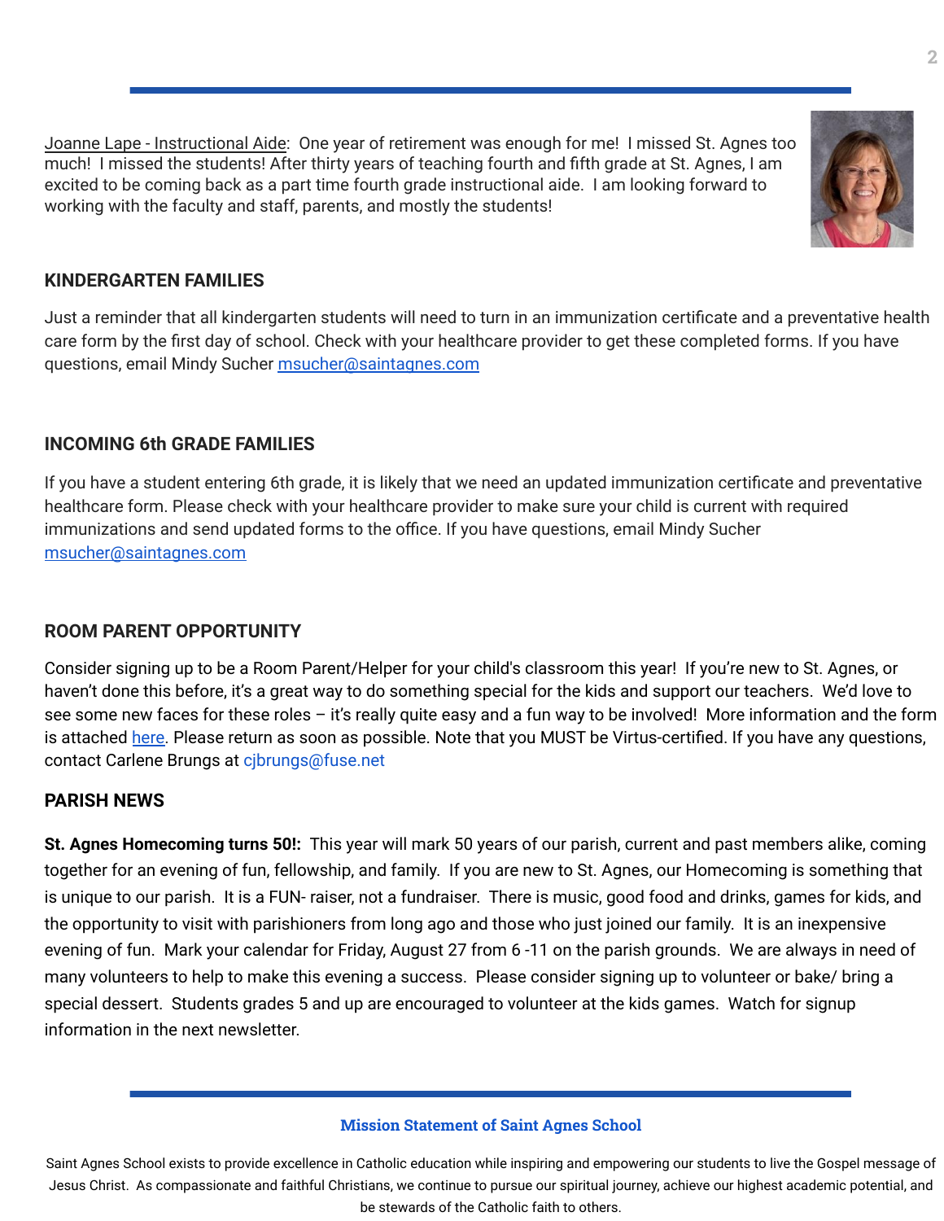Joanne Lape - Instructional Aide: One year of retirement was enough for me! I missed St. Agnes too much! I missed the students! After thirty years of teaching fourth and fifth grade at St. Agnes, I am excited to be coming back as a part time fourth grade instructional aide. I am looking forward to working with the faculty and staff, parents, and mostly the students!

### KINDERGARTEN FAMILIES

Just a reminder that all kindergarten students will need to turn in an immunization certificate and a preventative health care form by the first day of school. Check with your healthcare provider to get these completed forms. If you have questions, email Mindy Sucher msucher@saintagnes.com

### INCOMING 6th GRADE FAMILIES

If you have a student entering 6th grade, it is likely that we need an updated immunization certificate and preventative healthcare form. Please check with your healthcare provider to make sure your child is current with required immunizations and send updated forms to the office. If you have questions, email Mindy Sucher msucher@saintagnes.com

### ROOM PARENT OPPORTUNITY

Consider signing up to be a Room Parent/Helper for your child's classroom this year! If you're new to St. Agnes, or haven't done this before, it's a great way to do something special for the kids and support our teachers. We'd love to see some new faces for these roles – it's really quite easy and a fun way to be involved! More information and the form is attached here. Please return as soon as possible. Note that you MUST be Virtus-certified. If you have any questions, contact Carlene Brungs at cjbrungs@fuse.net

### PARISH NEWS

**St. Agnes Homecoming turns 50!:** This year will mark 50 years of our parish, current and past members alike, coming together for an evening of fun, fellowship, and family. If you are new to St. Agnes, our Homecoming is something that is unique to our parish. It is a FUN- raiser, not a fundraiser. There is music, good food and drinks, games for kids, and the opportunity to visit with parishioners from long ago and those who just joined our family. It is an inexpensive evening of fun. Mark your calendar for Friday, August 27 from 6 -11 on the parish grounds. We are always in need of many volunteers to help to make this evening a success. Please consider signing up to volunteer or bake/ bring a special dessert. Students grades 5 and up are encouraged to volunteer at the kids games. Watch for signup information in the next newsletter.

**Mission Statement of Saint Agnes School**

Saint Agnes School exists to provide excellence in Catholic education while inspiring and empowering our students to live the Gospel message of Jesus Christ. As compassionate and faithful Christians, we continue to pursue our spiritual journey, achieve our highest academic potential, and be stewards of the Catholic faith to others.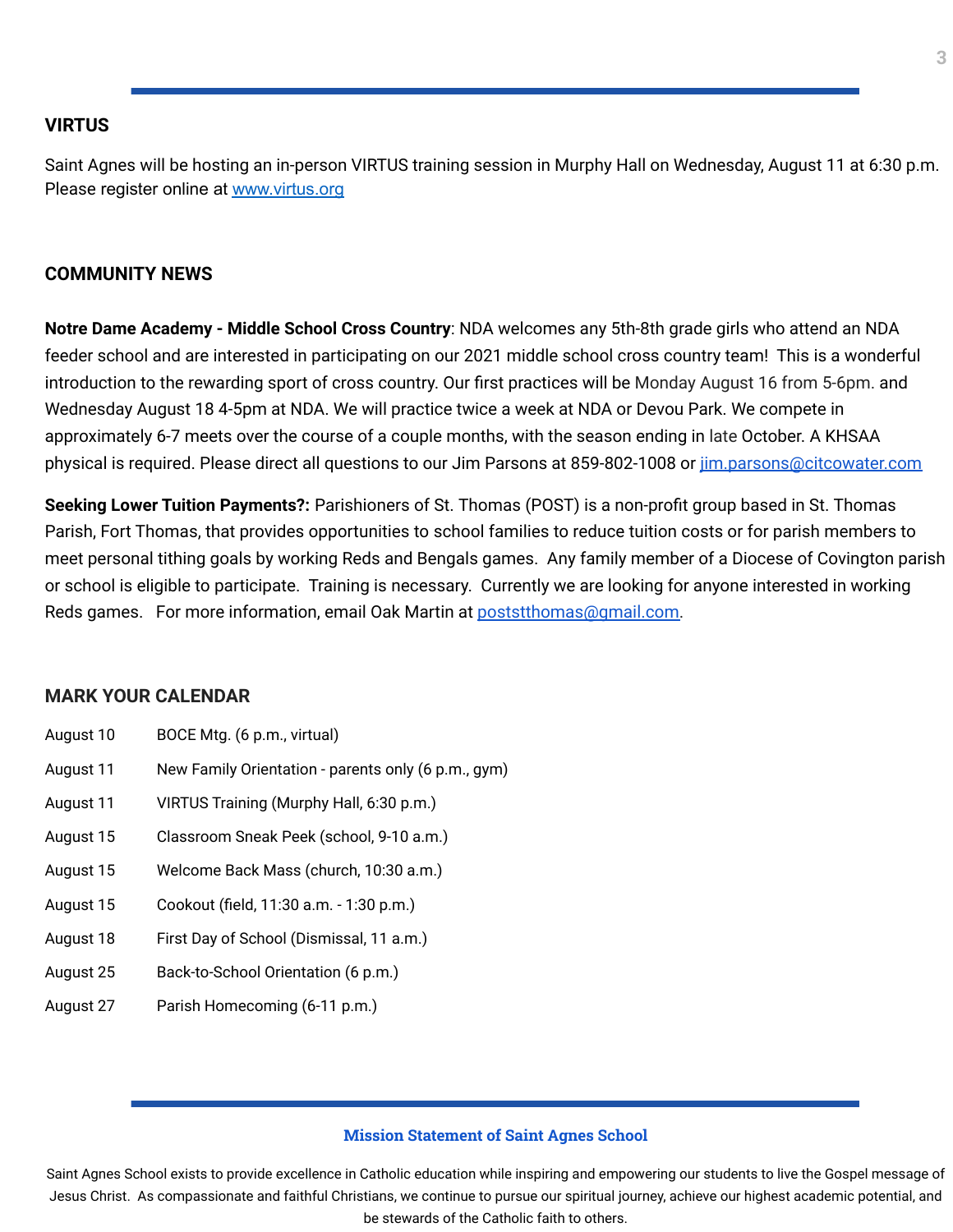## VIRTUS

Saint Agnes will be hosting an in-person VIRTUS training session in Murphy Hall on Wednesday, August 11 at 6:30 p.m. Please register online at www.virtus.org

## COMMUNITY NEWS

**Notre Dame Academy - Middle School Cross Country**: NDA welcomes any 5th-8th grade girls who attend an NDA feeder school and are interested in participating on our 2021 middle school cross country team! This is a wonderful introduction to the rewarding sport of cross country. Our first practices will be Monday August 16 from 5-6pm. and Wednesday August 18 4-5pm at NDA. We will practice twice a week at NDA or Devou Park. We compete in approximately 6-7 meets over the course of a couple months, with the season ending in late October. A KHSAA physical is required. Please direct all questions to our Jim Parsons at 859-802-1008 or jim.parsons@citcowater.com

**Seeking Lower Tuition Payments?:** Parishioners of St. Thomas (POST) is a non-profit group based in St. Thomas Parish, Fort Thomas, that provides opportunities to school families to reduce tuition costs or for parish members to meet personal tithing goals by working Reds and Bengals games. Any family member of a Diocese of Covington parish or school is eligible to participate. Training is necessary. Currently we are looking for anyone interested in working Reds games. For more information, email Oak Martin at poststthomas@gmail.com.

## MARK YOUR CALENDAR

| | |
|---|---|
| August 10 | BOCE Mtg. (6 p.m., virtual) |
| August 11 | New Family Orientation - parents only (6 p.m., gym) |
| August 11 | VIRTUS Training (Murphy Hall, 6:30 p.m.) |
| August 15 | Classroom Sneak Peek (school, 9-10 a.m.) |
| August 15 | Welcome Back Mass (church, 10:30 a.m.) |
| August 15 | Cookout (field, 11:30 a.m. - 1:30 p.m.) |
| August 18 | First Day of School (Dismissal, 11 a.m.) |
| August 25 | Back-to-School Orientation (6 p.m.) |
| August 27 | Parish Homecoming (6-11 p.m.) |

**Mission Statement of Saint Agnes School**

Saint Agnes School exists to provide excellence in Catholic education while inspiring and empowering our students to live the Gospel message of Jesus Christ. As compassionate and faithful Christians, we continue to pursue our spiritual journey, achieve our highest academic potential, and be stewards of the Catholic faith to others.